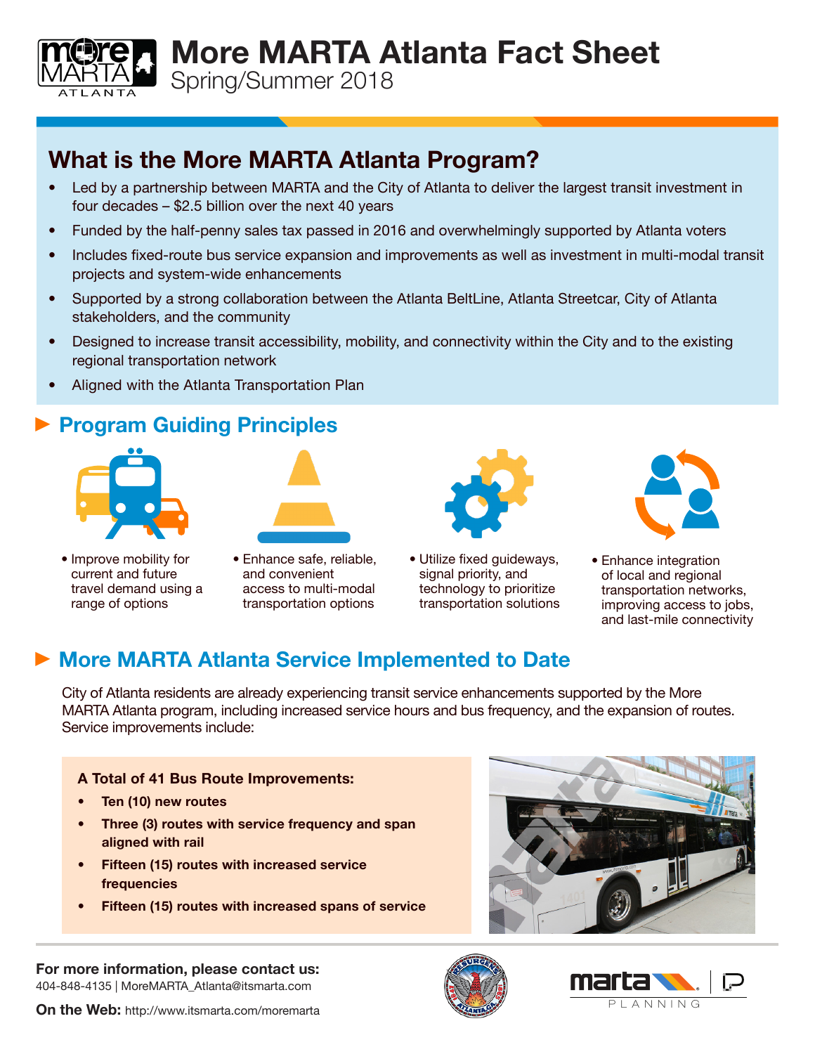# More MARTA Atlanta Fact Sheet

Spring/Summer 2018

## What is the More MARTA Atlanta Program?

- Led by a partnership between MARTA and the City of Atlanta to deliver the largest transit investment in four decades – $2.5 billion over the next 40 years
- Funded by the half-penny sales tax passed in 2016 and overwhelmingly supported by Atlanta voters
- Includes fixed-route bus service expansion and improvements as well as investment in multi-modal transit projects and system-wide enhancements
- Supported by a strong collaboration between the Atlanta BeltLine, Atlanta Streetcar, City of Atlanta stakeholders, and the community
- Designed to increase transit accessibility, mobility, and connectivity within the City and to the existing regional transportation network
- Aligned with the Atlanta Transportation Plan

## Program Guiding Principles

- Improve mobility for current and future travel demand using a range of options
- Enhance safe, reliable, and convenient access to multi-modal transportation options
- Utilize fixed guideways, signal priority, and technology to prioritize transportation solutions
- Enhance integration of local and regional transportation networks, improving access to jobs, and last-mile connectivity

## More MARTA Atlanta Service Implemented to Date

City of Atlanta residents are already experiencing transit service enhancements supported by the More MARTA Atlanta program, including increased service hours and bus frequency, and the expansion of routes. Service improvements include:

**A Total of 41 Bus Route Improvements:**

- **Ten (10) new routes**
- **Three (3) routes with service frequency and span aligned with rail**
- **Fifteen (15) routes with increased service frequencies**
- **Fifteen (15) routes with increased spans of service**

**For more information, please contact us:**
404-848-4135 | MoreMARTA_Atlanta@itsmarta.com

**On the Web:** http://www.itsmarta.com/moremarta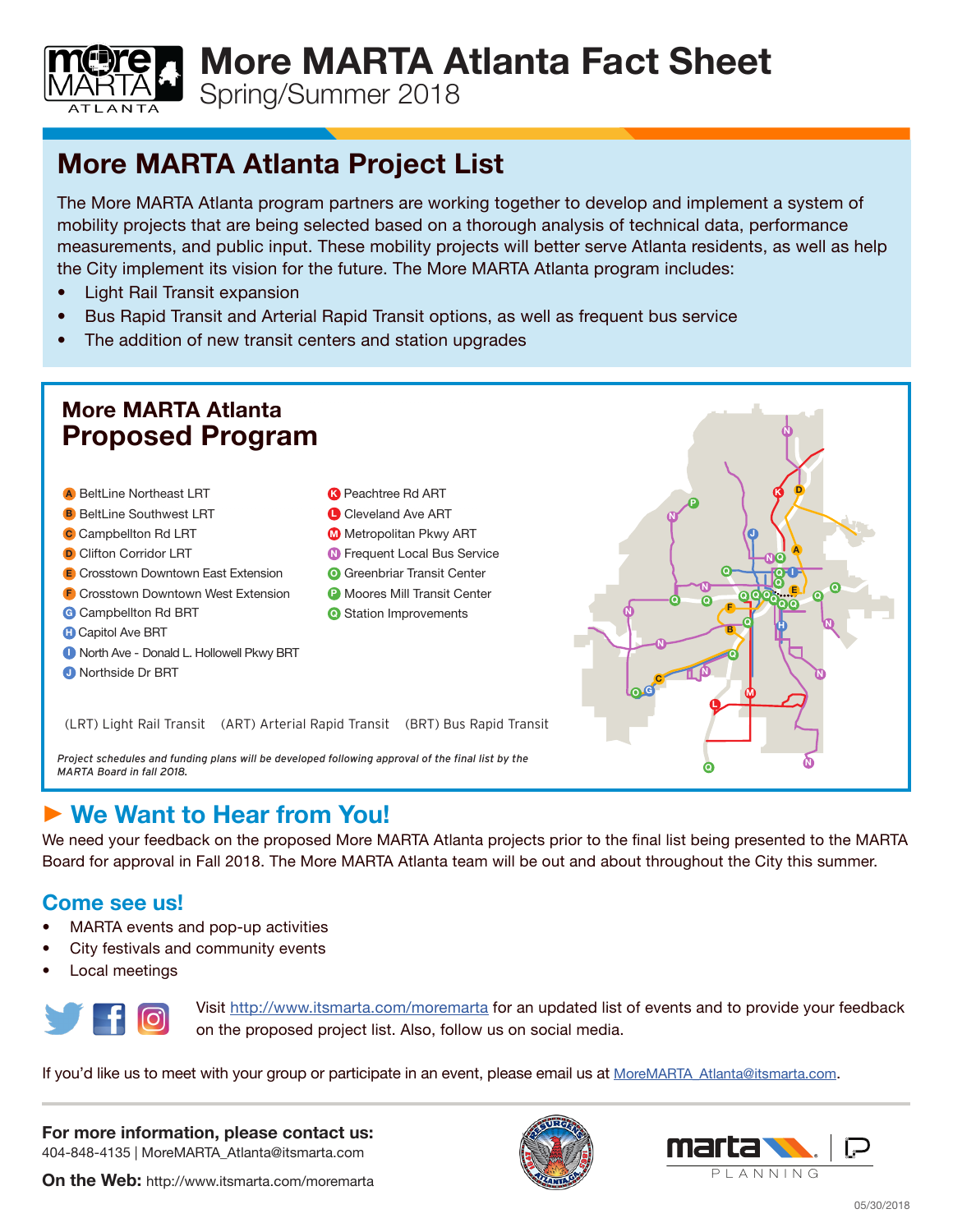# More MARTA Atlanta Fact Sheet
Spring/Summer 2018

## More MARTA Atlanta Project List

The More MARTA Atlanta program partners are working together to develop and implement a system of mobility projects that are being selected based on a thorough analysis of technical data, performance measurements, and public input. These mobility projects will better serve Atlanta residents, as well as help the City implement its vision for the future. The More MARTA Atlanta program includes:

- Light Rail Transit expansion
- Bus Rapid Transit and Arterial Rapid Transit options, as well as frequent bus service
- The addition of new transit centers and station upgrades

## More MARTA Atlanta
## Proposed Program

- A BeltLine Northeast LRT
- B BeltLine Southwest LRT
- C Campbellton Rd LRT
- D Clifton Corridor LRT
- E Crosstown Downtown East Extension
- F Crosstown Downtown West Extension
- G Campbellton Rd BRT
- H Capitol Ave BRT
- I North Ave - Donald L. Hollowell Pkwy BRT
- J Northside Dr BRT
- K Peachtree Rd ART
- L Cleveland Ave ART
- M Metropolitan Pkwy ART
- N Frequent Local Bus Service
- O Greenbriar Transit Center
- P Moores Mill Transit Center
- Q Station Improvements

(LRT) Light Rail Transit (ART) Arterial Rapid Transit (BRT) Bus Rapid Transit

*Project schedules and funding plans will be developed following approval of the final list by the MARTA Board in fall 2018.*

## ► We Want to Hear from You!

We need your feedback on the proposed More MARTA Atlanta projects prior to the final list being presented to the MARTA Board for approval in Fall 2018. The More MARTA Atlanta team will be out and about throughout the City this summer.

### Come see us!

- MARTA events and pop-up activities
- City festivals and community events
- Local meetings

Visit http://www.itsmarta.com/moremarta for an updated list of events and to provide your feedback on the proposed project list. Also, follow us on social media.

If you'd like us to meet with your group or participate in an event, please email us at MoreMARTA_Atlanta@itsmarta.com.

**For more information, please contact us:**
404-848-4135 | MoreMARTA_Atlanta@itsmarta.com

**On the Web:** http://www.itsmarta.com/moremarta

05/30/2018